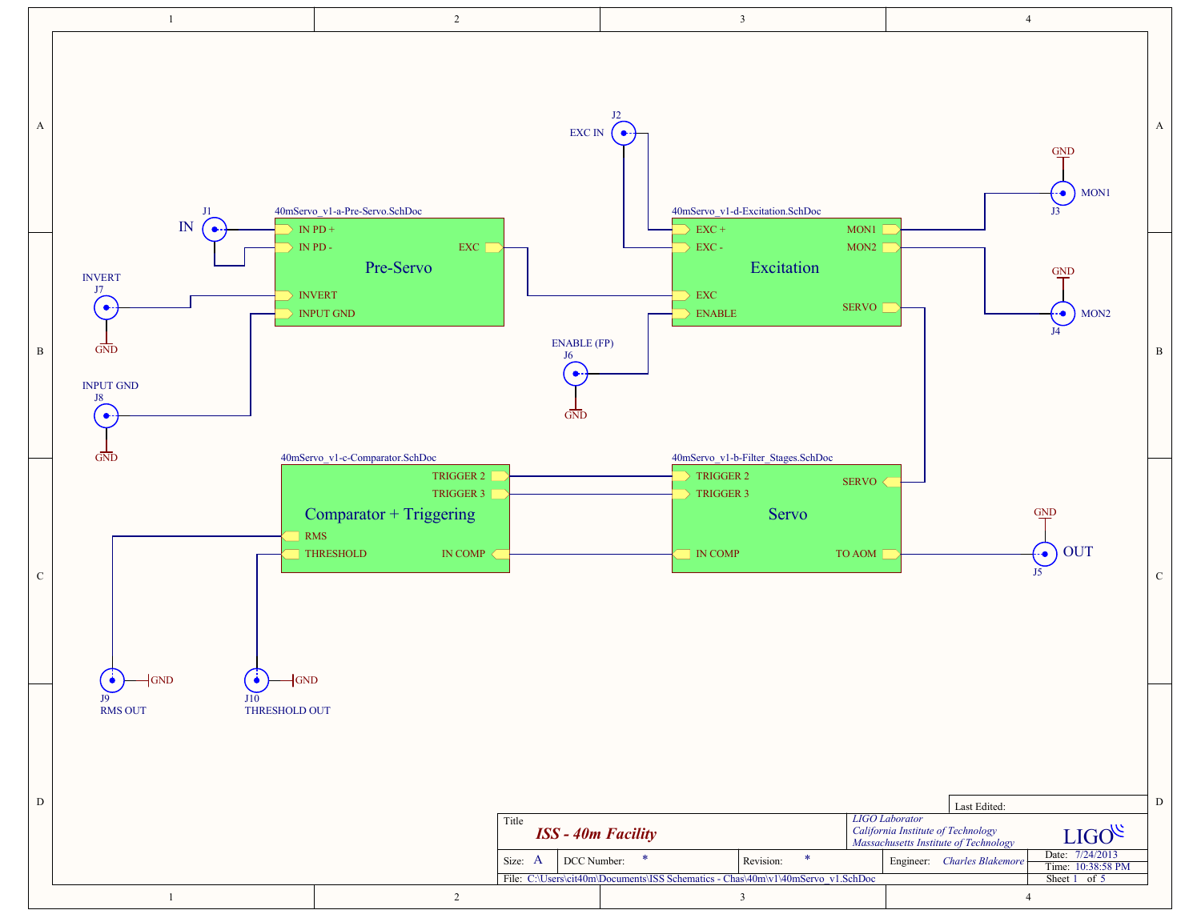**40mServo_v1-a-Pre-Servo.SchDoc**

**Pre-Servo**

- IN PD +
- IN PD -
- INVERT
- INPUT GND
- EXC

**40mServo_v1-d-Excitation.SchDoc**

**Excitation**

- EXC +
- EXC -
- EXC
- ENABLE
- MON1
- MON2
- SERVO

**40mServo_v1-c-Comparator.SchDoc**

**Comparator + Triggering**

- TRIGGER 2
- TRIGGER 3
- RMS
- THRESHOLD
- IN COMP

**40mServo_v1-b-Filter_Stages.SchDoc**

**Servo**

- TRIGGER 2
- TRIGGER 3
- SERVO
- IN COMP
- TO AOM

Connectors:

- J1 IN
- J2 EXC IN
- J3 MON1 (GND)
- J4 MON2 (GND)
- J5 OUT (GND)
- J6 ENABLE (FP) (GND)
- J7 INVERT (GND)
- J8 INPUT GND (GND)
- J9 RMS OUT (GND)
- J10 THRESHOLD OUT (GND)

| Title | *ISS - 40m Facility* | | *LIGO Laboratory* *California Institute of Technology* *Massachusetts Institute of Technology* | LIGO |
|---|---|---|---|---|
| Size: A | DCC Number: * | Revision: * | Engineer: *Charles Blakemore* | Date: 7/24/2013 Time: 10:38:58 PM |
| File: C:\Users\cit40m\Documents\ISS Schematics - Chas\40m\v1\40mServo_v1.SchDoc | | | | Sheet 1 of 5 |

Last Edited: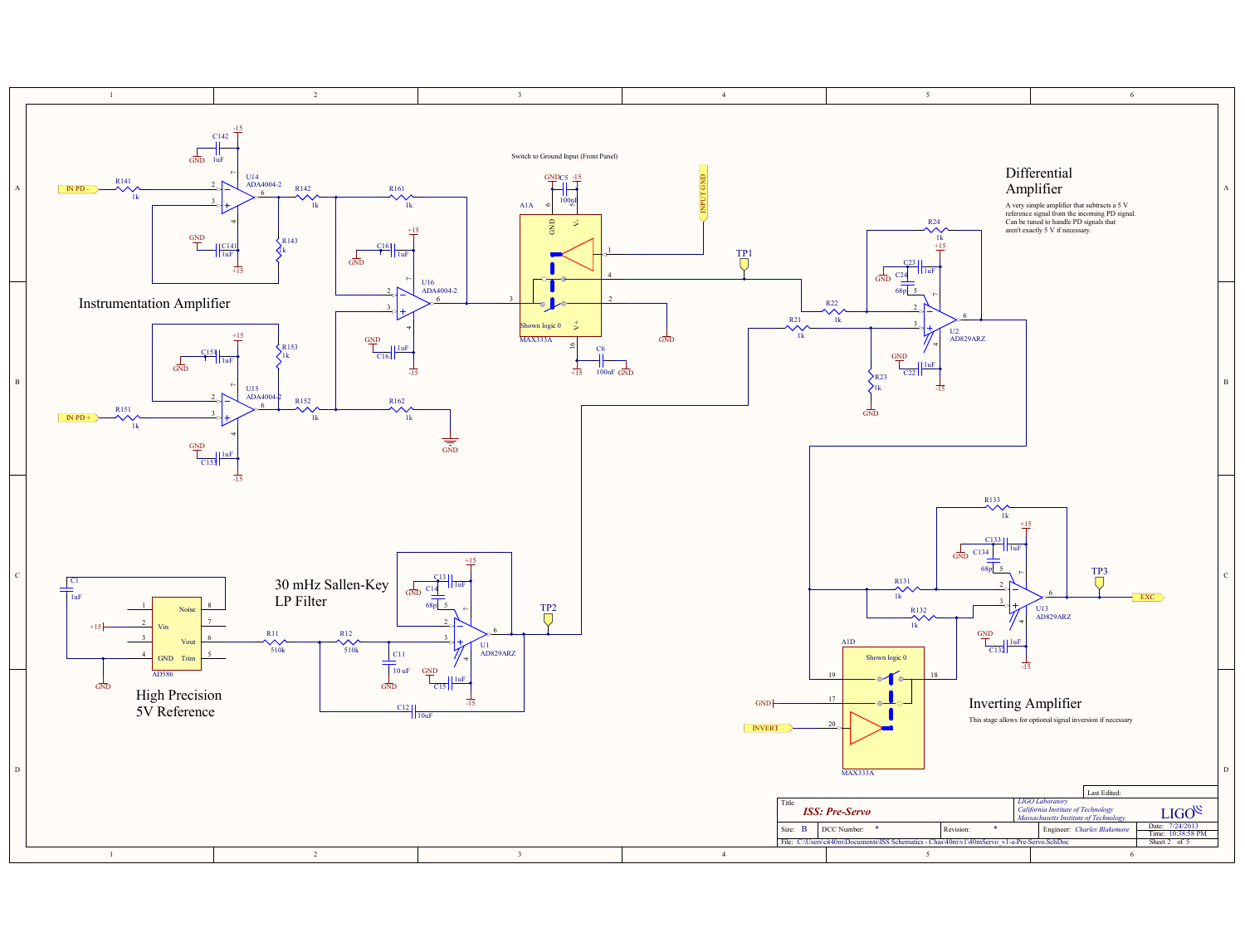## Differential Amplifier

A very simple amplifier that subtracts a 5 V reference signal from the incoming PD signal. Can be tuned to handle PD signals that aren't exactly 5 V if necessary.

## Instrumentation Amplifier

Switch to Ground Input (Front Panel)

## 30 mHz Sallen-Key LP Filter

## High Precision 5V Reference

## Inverting Amplifier

This stage allows for optional signal inversion if necessary

Components and labels:

- IN PD -, IN PD +, INPUT GND, INVERT, EXC
- TP1, TP2, TP3
- U14 ADA4004-2, U15 ADA4004-2, U16 ADA4004-2
- A1A MAX333A (Shown logic 0), A1D MAX333A (Shown logic 0)
- U2 AD829ARZ, U1 AD829ARZ, U13 AD829ARZ
- AD586 (Noise, Vin, Vout, GND, Trim)
- R141 1k, R142 1k, R143 1k, R161 1k, R151 1k, R152 1k, R153 1k, R162 1k
- R21 1k, R22 1k, R23 1k, R24 1k
- R131 1k, R132 1k, R133 1k
- R11 510k, R12 510k
- C142 1uF, C141 1uF, C161 1uF, C162 1uF, C151 1uF, C152 1uF
- C5 100nF, C6 100nF
- C23 1uF, C24 68p, C22 1uF
- C133 1uF, C134 68p, C132 1uF
- C13 1uF, C14 68p, C15 1uF, C11 10 uF, C12 10uF, C1 1uF
- +15, -15, GND

| Title | ISS: Pre-Servo | | |
|---|---|---|---|
| Size: B | DCC Number: * | Revision: * | Engineer: Charles Blakemore |
| Date: 7/24/2013 | Time: 10:38:58 PM | Sheet 2 of 5 | |

LIGO Laboratory
California Institute of Technology
Massachusetts Institute of Technology

File: C:\Users\cit40m\Documents\ISS Schematics - Chas\40m\v1\40mServo_v1-a-Pre-Servo.SchDoc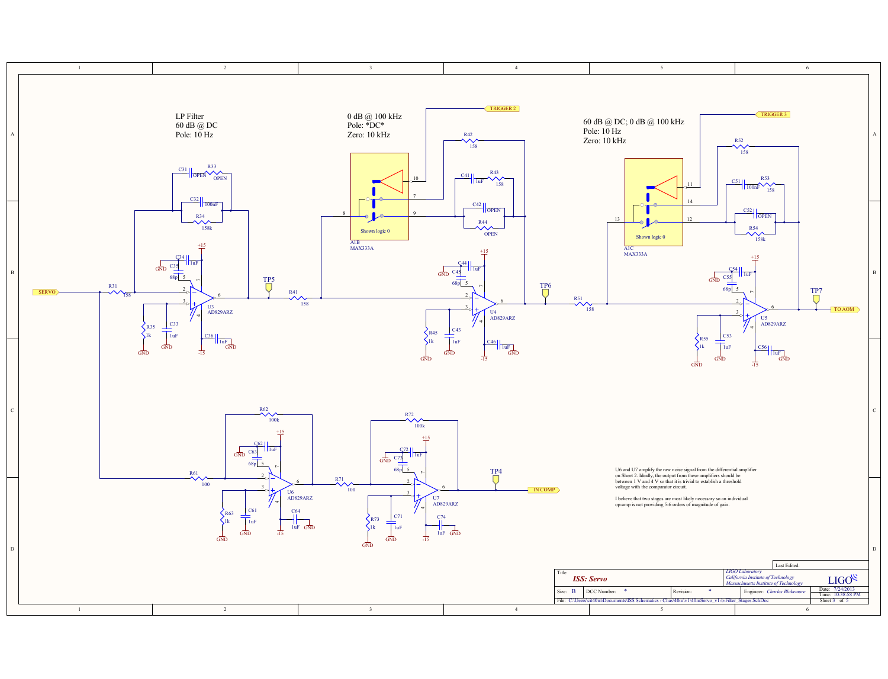LP Filter
60 dB @ DC
Pole: 10 Hz

0 dB @ 100 kHz
Pole: *DC*
Zero: 10 kHz

60 dB @ DC; 0 dB @ 100 kHz
Pole: 10 Hz
Zero: 10 kHz

TRIGGER 2

TRIGGER 3

SERVO

TO AOM

IN COMP

TP4 TP5 TP6 TP7

R31 158, R33 OPEN, C31 OPEN, C32 100nF, R34 158k, C34 1uF, C35 68p, R35 1k, C33 1uF, C36 1uF, U3 AD829ARZ

R41 158, R42 158, C41 1uF, R43 158, C42 OPEN, R44 OPEN, C44 1uF, C45 68p, R45 1k, C43 1uF, C46 1uF, U4 AD829ARZ

A1B MAX333A — Shown logic 0

A1C MAX333A — Shown logic 0

R51 158, R52 158, C51 100nF, R53 158, C52 OPEN, R54 158k, C54 1uF, C55 68p, R55 1k, C53 1uF, C56 1uF, U5 AD829ARZ

R61 100, R62 100k, C62 1uF, C63 68p, R63 1k, C61 1uF, C64 1uF, U6 AD829ARZ

R71 100, R72 100k, C72 1uF, C73 68p, R73 1k, C71 1uF, C74 1uF, U7 AD829ARZ

U6 and U7 amplify the raw noise signal from the differential amplifier on Sheet 2. Ideally, the output from these amplifiers should be between 1 V and 4 V so that it is trivial to establish a threshold voltage with the comparator circuit.

I believe that two stages are most likely necessary so an individual op-amp is not providing 5-6 orders of magnitude of gain.

| Title | *ISS: Servo* | *LIGO Laboratory* *California Institute of Technology* *Massachusetts Institute of Technology* | LIGO |
|---|---|---|---|
| Size: B | DCC Number: * | Revision: * | Engineer: *Charles Blakemore* |
| Date: 7/24/2013 | Time: 10:38:58 PM | Sheet 3 of 5 | Last Edited: |

File: C:\Users\cit40m\Documents\ISS Schematics - Chas\40m\v1\40mServo_v1-b-Filter_Stages.SchDoc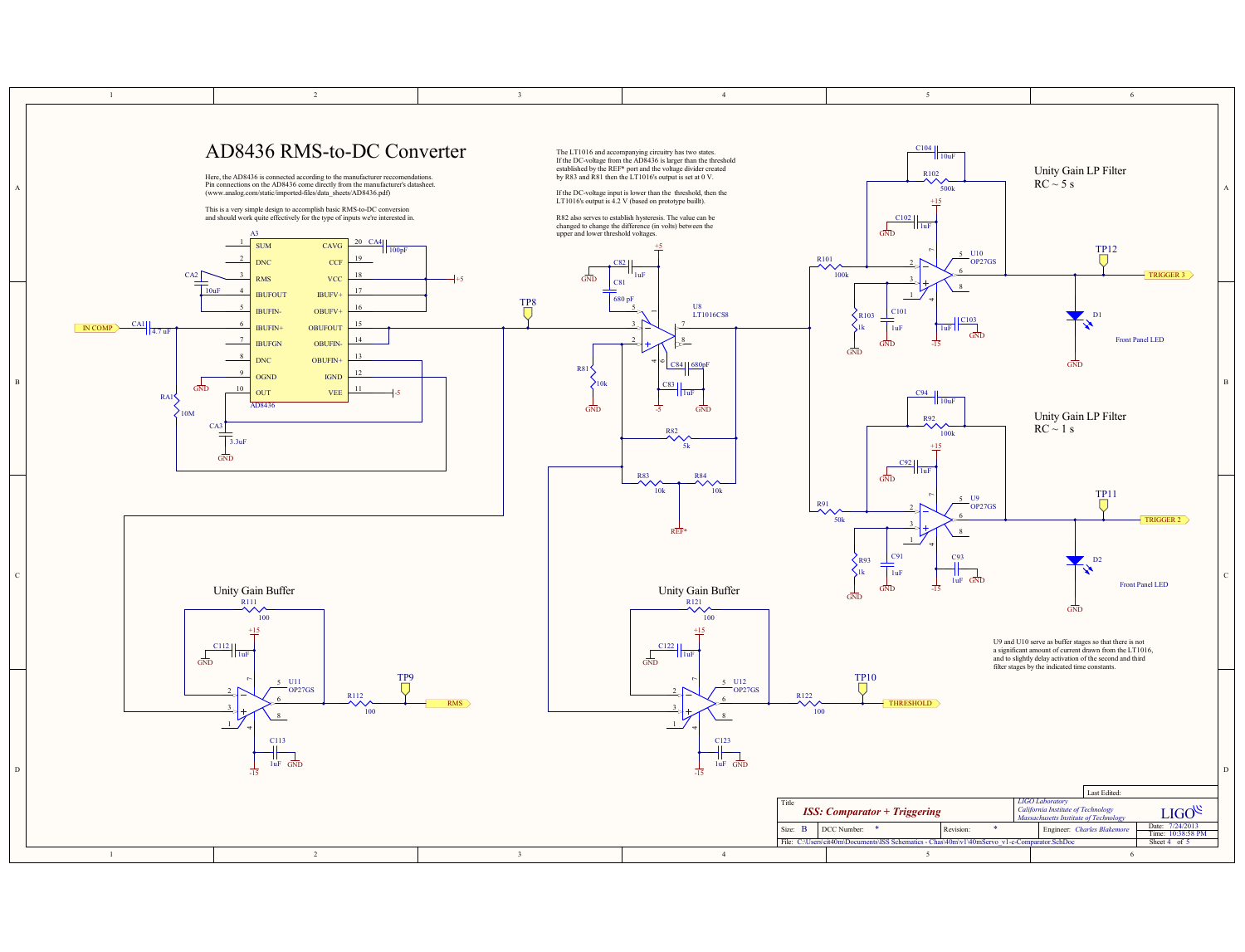# AD8436 RMS-to-DC Converter

Here, the AD8436 is connected according to the manufacturer recomendations. Pin connections on the AD8436 come directly from the manufacturer's datasheet. (www.analog.com/static/imported-files/data_sheets/AD8436.pdf)

This is a very simple design to accomplish basic RMS-to-DC conversion and should work quite effectively for the type of inputs we're interested in.

The LT1016 and accompanying circuitry has two states. If the DC-voltage from the AD8436 is larger than the threshold established by the REF* port and the voltage divider created by R83 and R81 then the LT1016's output is set at 0 V.

If the DC-voltage input is lower than the threshold, then the LT1016's output is 4.2 V (based on prototype built).

R82 also serves to establish hysteresis. The value can be changed to change the difference (in volts) between the upper and lower threshold voltages.

## Unity Gain LP Filter
RC ~ 5 s

## Unity Gain LP Filter
RC ~ 1 s

Front Panel LED

Front Panel LED

U9 and U10 serve as buffer stages so that there is not a significant amount of current drawn from the LT1016, and to slightly delay activation of the second and third filter stages by the indicated time constants.

## Unity Gain Buffer

## Unity Gain Buffer

IN COMP, RMS, THRESHOLD, TRIGGER 2, TRIGGER 3, REF*

| Title | *ISS: Comparator + Triggering* | | *LIGO Laboratory, California Institute of Technology, Massachusetts Institute of Technology* | |
|---|---|---|---|---|
| Size: B | DCC Number: * | Revision: * | Engineer: *Charles Blakemore* | Date: 7/24/2013 Time: 10:38:58 PM |
| File: C:\Users\cit40m\Documents\ISS Schematics - Chas\40m\v1\40mServo_v1-c-Comparator.SchDoc | | | | Sheet 4 of 5 |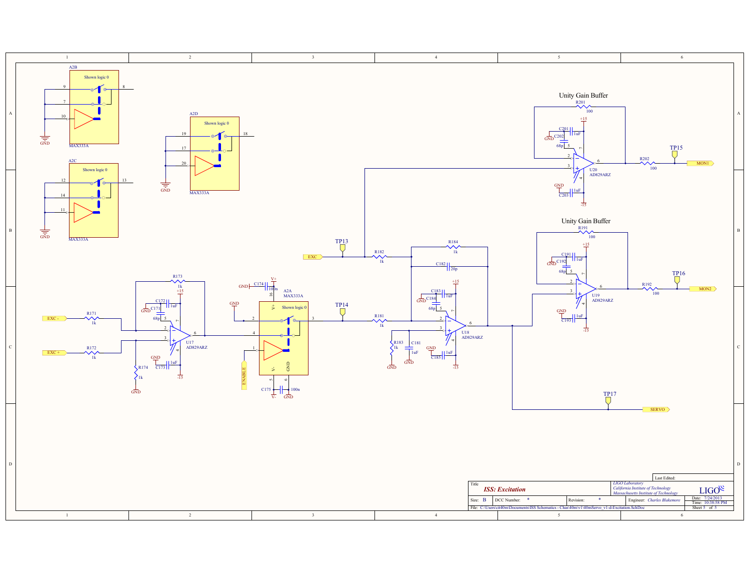Unity Gain Buffer

R201
100

+15

C201
1uF

GND
C202

68p
5

7

2

3

6

U20
AD829ARZ

R202
100

TP15

MON1

4

GND
C203
1uF

-15

Unity Gain Buffer

R191
100

+15

C191
1uF

GND
C192

68p
5

7

2

3

6

U19
AD829ARZ

R192
100

TP16

MON2

4

GND
C193
1uF

-15

TP13

EXC

R182
1k

R184
1k

C182
20p

+15

C183
1uF

GND
C184

68p
5

7

2

3

6

U18
AD829ARZ

4

R181
1k

R183
1k

C181
1uF

GND

GND

GND
C185
1uF

-15

TP14

TP17

SERVO

A2B

Shown logic 0

9

8

7

10

GND

MAX333A

A2C

Shown logic 0

12

13

14

11

GND

MAX333A

A2D

Shown logic 0

19

18

17

20

GND

MAX333A

A2A
MAX333A

Shown logic 0

GND
C174
100n

V+

16

V+

GND

2

3

4

1

ENABLE

V-

GND

5

6

C175
100n

V-
GND

R173
1k

+15

C172
1uF

GND
C171

68p
5

7

2

3

6

U17
AD829ARZ

4

EXC -

R171
1k

EXC +

R172
1k

R174
1k

GND

GND
C173
1uF

-15

Title
*ISS: Excitation*

*LIGO Laboratory*
*California Institute of Technology*
*Massachusetts Institute of Technology*

LIGO

Last Edited:

Size: B

DCC Number: *

Revision: *

Engineer: *Charles Blakemore*

Date: 7/24/2013
Time: 10:38:58 PM

File: C:\Users\c#40m\Documents\ISS Schematics - Chas\40m\v1\40mServo_v1-d-Excitation.SchDoc

Sheet 5 of 5